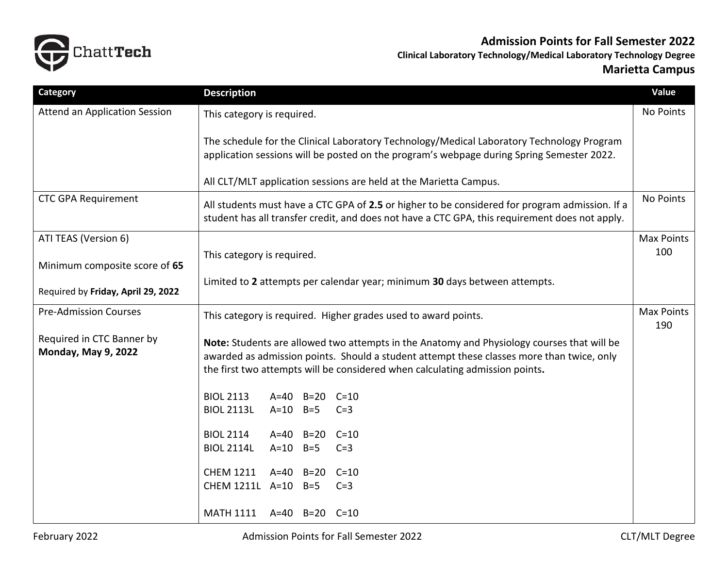ChattTech

# Admission Points for Fall Semester 2022

**Clinical Laboratory Technology/Medical Laboratory Technology Degree**

**Marietta Campus**

| Category | Description | Value |
|---|---|---|
| Attend an Application Session | This category is required.<br><br>The schedule for the Clinical Laboratory Technology/Medical Laboratory Technology Program application sessions will be posted on the program's webpage during Spring Semester 2022.<br><br>All CLT/MLT application sessions are held at the Marietta Campus. | No Points |
| CTC GPA Requirement | All students must have a CTC GPA of **2.5** or higher to be considered for program admission. If a student has all transfer credit, and does not have a CTC GPA, this requirement does not apply. | No Points |
| ATI TEAS (Version 6)<br><br>Minimum composite score of **65**<br><br>Required by **Friday, April 29, 2022** | This category is required.<br><br>Limited to **2** attempts per calendar year; minimum **30** days between attempts. | Max Points 100 |
| Pre-Admission Courses<br><br>Required in CTC Banner by **Monday, May 9, 2022** | This category is required. Higher grades used to award points.<br><br>**Note:** Students are allowed two attempts in the Anatomy and Physiology courses that will be awarded as admission points. Should a student attempt these classes more than twice, only the first two attempts will be considered when calculating admission points.<br><br>BIOL 2113 A=40 B=20 C=10<br>BIOL 2113L A=10 B=5 C=3<br><br>BIOL 2114 A=40 B=20 C=10<br>BIOL 2114L A=10 B=5 C=3<br><br>CHEM 1211 A=40 B=20 C=10<br>CHEM 1211L A=10 B=5 C=3<br><br>MATH 1111 A=40 B=20 C=10 | Max Points 190 |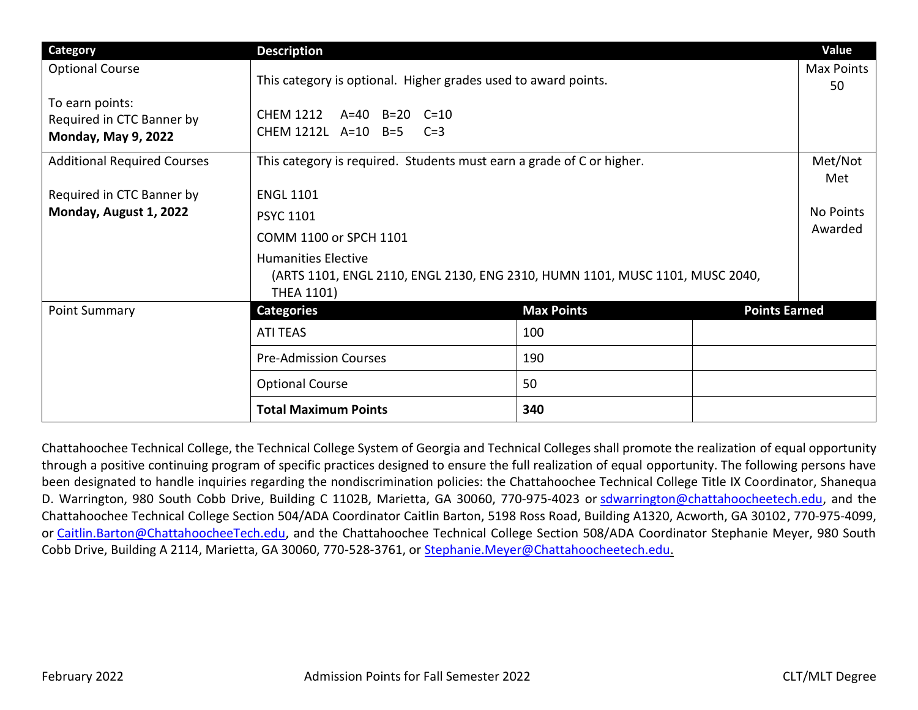| Category | Description | Value |
| --- | --- | --- |
| Optional Course<br><br>To earn points:<br>Required in CTC Banner by<br>**Monday, May 9, 2022** | This category is optional. Higher grades used to award points.<br><br>CHEM 1212 A=40 B=20 C=10<br>CHEM 1212L A=10 B=5 C=3 | Max Points<br>50 |
| Additional Required Courses<br><br>Required in CTC Banner by<br>**Monday, August 1, 2022** | This category is required. Students must earn a grade of C or higher.<br><br>ENGL 1101<br>PSYC 1101<br>COMM 1100 or SPCH 1101<br>Humanities Elective<br>(ARTS 1101, ENGL 2110, ENGL 2130, ENG 2310, HUMN 1101, MUSC 1101, MUSC 2040, THEA 1101) | Met/Not Met<br><br>No Points Awarded |

Point Summary

| Categories | Max Points | Points Earned |
| --- | --- | --- |
| ATI TEAS | 100 | |
| Pre-Admission Courses | 190 | |
| Optional Course | 50 | |
| **Total Maximum Points** | **340** | |

Chattahoochee Technical College, the Technical College System of Georgia and Technical Colleges shall promote the realization of equal opportunity through a positive continuing program of specific practices designed to ensure the full realization of equal opportunity. The following persons have been designated to handle inquiries regarding the nondiscrimination policies: the Chattahoochee Technical College Title IX Coordinator, Shanequa D. Warrington, 980 South Cobb Drive, Building C 1102B, Marietta, GA 30060, 770-975-4023 or sdwarrington@chattahoocheetech.edu, and the Chattahoochee Technical College Section 504/ADA Coordinator Caitlin Barton, 5198 Ross Road, Building A1320, Acworth, GA 30102, 770-975-4099, or Caitlin.Barton@ChattahoocheeTech.edu, and the Chattahoochee Technical College Section 508/ADA Coordinator Stephanie Meyer, 980 South Cobb Drive, Building A 2114, Marietta, GA 30060, 770-528-3761, or Stephanie.Meyer@Chattahoocheetech.edu.